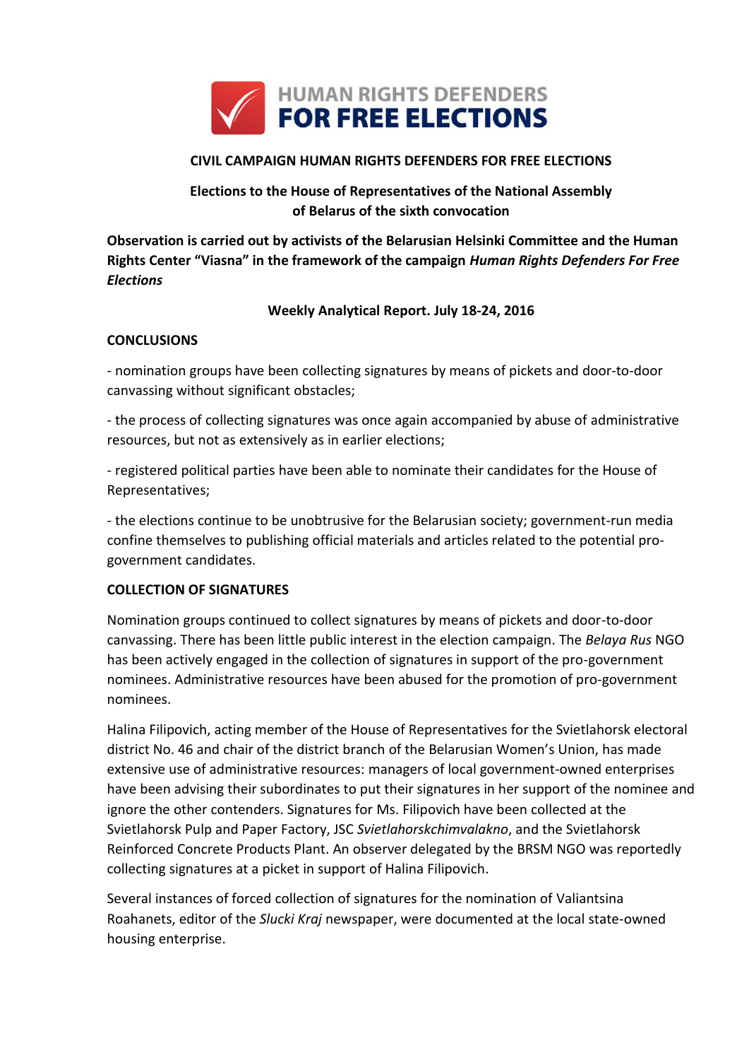**HUMAN RIGHTS DEFENDERS FOR FREE ELECTIONS**

# CIVIL CAMPAIGN HUMAN RIGHTS DEFENDERS FOR FREE ELECTIONS

## Elections to the House of Representatives of the National Assembly of Belarus of the sixth convocation

**Observation is carried out by activists of the Belarusian Helsinki Committee and the Human Rights Center "Viasna" in the framework of the campaign *Human Rights Defenders For Free Elections***

**Weekly Analytical Report. July 18-24, 2016**

### CONCLUSIONS

- nomination groups have been collecting signatures by means of pickets and door-to-door canvassing without significant obstacles;

- the process of collecting signatures was once again accompanied by abuse of administrative resources, but not as extensively as in earlier elections;

- registered political parties have been able to nominate their candidates for the House of Representatives;

- the elections continue to be unobtrusive for the Belarusian society; government-run media confine themselves to publishing official materials and articles related to the potential pro-government candidates.

### COLLECTION OF SIGNATURES

Nomination groups continued to collect signatures by means of pickets and door-to-door canvassing. There has been little public interest in the election campaign. The *Belaya Rus* NGO has been actively engaged in the collection of signatures in support of the pro-government nominees. Administrative resources have been abused for the promotion of pro-government nominees.

Halina Filipovich, acting member of the House of Representatives for the Svietlahorsk electoral district No. 46 and chair of the district branch of the Belarusian Women's Union, has made extensive use of administrative resources: managers of local government-owned enterprises have been advising their subordinates to put their signatures in her support of the nominee and ignore the other contenders. Signatures for Ms. Filipovich have been collected at the Svietlahorsk Pulp and Paper Factory, JSC *Svietlahorskchimvalakno*, and the Svietlahorsk Reinforced Concrete Products Plant. An observer delegated by the BRSM NGO was reportedly collecting signatures at a picket in support of Halina Filipovich.

Several instances of forced collection of signatures for the nomination of Valiantsina Roahanets, editor of the *Slucki Kraj* newspaper, were documented at the local state-owned housing enterprise.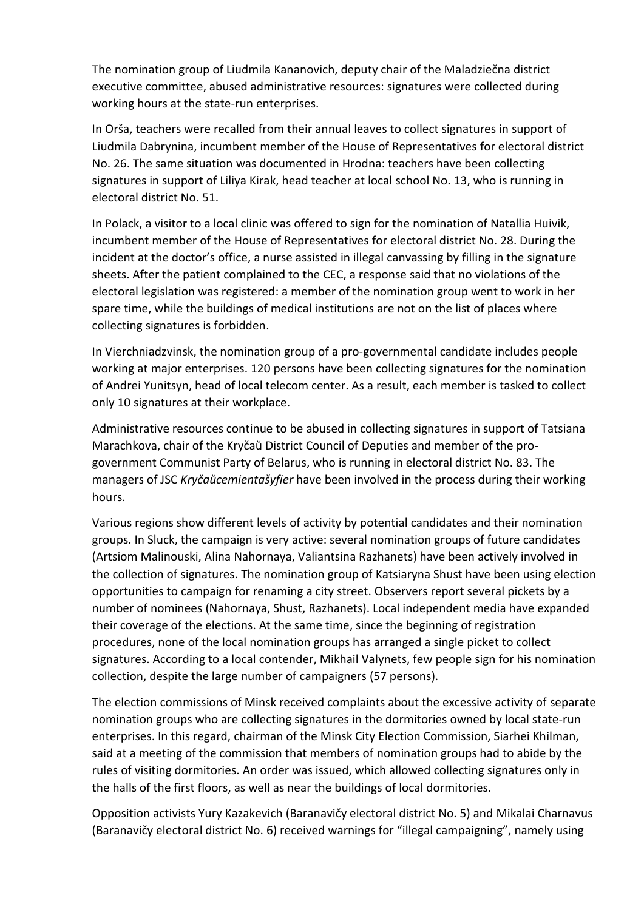The nomination group of Liudmila Kananovich, deputy chair of the Maladziečna district executive committee, abused administrative resources: signatures were collected during working hours at the state-run enterprises.

In Orša, teachers were recalled from their annual leaves to collect signatures in support of Liudmila Dabrynina, incumbent member of the House of Representatives for electoral district No. 26. The same situation was documented in Hrodna: teachers have been collecting signatures in support of Liliya Kirak, head teacher at local school No. 13, who is running in electoral district No. 51.

In Polack, a visitor to a local clinic was offered to sign for the nomination of Natallia Huivik, incumbent member of the House of Representatives for electoral district No. 28. During the incident at the doctor's office, a nurse assisted in illegal canvassing by filling in the signature sheets. After the patient complained to the CEC, a response said that no violations of the electoral legislation was registered: a member of the nomination group went to work in her spare time, while the buildings of medical institutions are not on the list of places where collecting signatures is forbidden.

In Vierchniadzvinsk, the nomination group of a pro-governmental candidate includes people working at major enterprises. 120 persons have been collecting signatures for the nomination of Andrei Yunitsyn, head of local telecom center. As a result, each member is tasked to collect only 10 signatures at their workplace.

Administrative resources continue to be abused in collecting signatures in support of Tatsiana Marachkova, chair of the Kryčaŭ District Council of Deputies and member of the pro-government Communist Party of Belarus, who is running in electoral district No. 83. The managers of JSC *Kryčaŭcemientašyfier* have been involved in the process during their working hours.

Various regions show different levels of activity by potential candidates and their nomination groups. In Sluck, the campaign is very active: several nomination groups of future candidates (Artsiom Malinouski, Alina Nahornaya, Valiantsina Razhanets) have been actively involved in the collection of signatures. The nomination group of Katsiaryna Shust have been using election opportunities to campaign for renaming a city street. Observers report several pickets by a number of nominees (Nahornaya, Shust, Razhanets). Local independent media have expanded their coverage of the elections. At the same time, since the beginning of registration procedures, none of the local nomination groups has arranged a single picket to collect signatures. According to a local contender, Mikhail Valynets, few people sign for his nomination collection, despite the large number of campaigners (57 persons).

The election commissions of Minsk received complaints about the excessive activity of separate nomination groups who are collecting signatures in the dormitories owned by local state-run enterprises. In this regard, chairman of the Minsk City Election Commission, Siarhei Khilman, said at a meeting of the commission that members of nomination groups had to abide by the rules of visiting dormitories. An order was issued, which allowed collecting signatures only in the halls of the first floors, as well as near the buildings of local dormitories.

Opposition activists Yury Kazakevich (Baranavičy electoral district No. 5) and Mikalai Charnavus (Baranavičy electoral district No. 6) received warnings for "illegal campaigning", namely using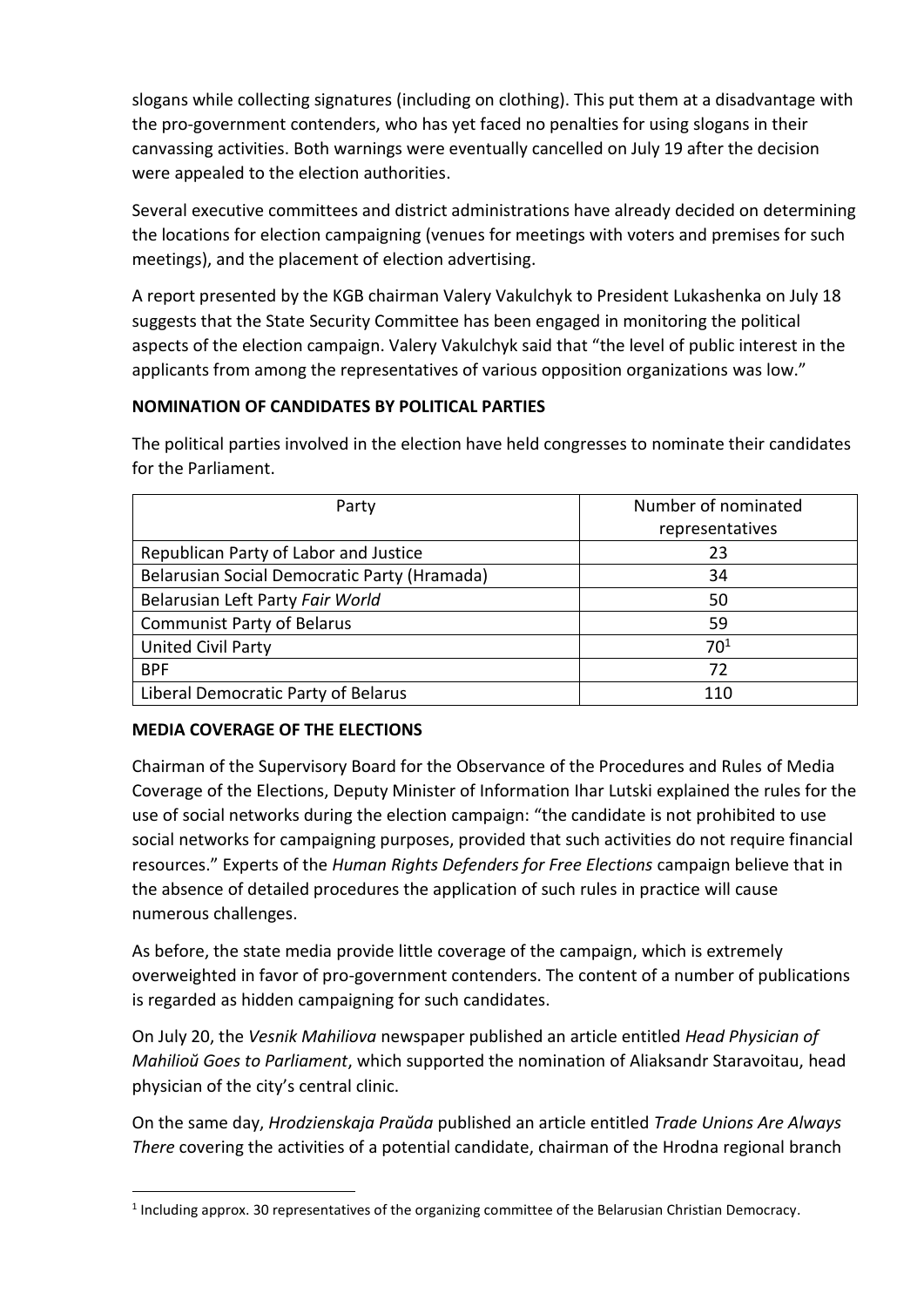slogans while collecting signatures (including on clothing). This put them at a disadvantage with the pro-government contenders, who has yet faced no penalties for using slogans in their canvassing activities. Both warnings were eventually cancelled on July 19 after the decision were appealed to the election authorities.

Several executive committees and district administrations have already decided on determining the locations for election campaigning (venues for meetings with voters and premises for such meetings), and the placement of election advertising.

A report presented by the KGB chairman Valery Vakulchyk to President Lukashenka on July 18 suggests that the State Security Committee has been engaged in monitoring the political aspects of the election campaign. Valery Vakulchyk said that "the level of public interest in the applicants from among the representatives of various opposition organizations was low."

**NOMINATION OF CANDIDATES BY POLITICAL PARTIES**

The political parties involved in the election have held congresses to nominate their candidates for the Parliament.

| Party | Number of nominated representatives |
|---|---|
| Republican Party of Labor and Justice | 23 |
| Belarusian Social Democratic Party (Hramada) | 34 |
| Belarusian Left Party *Fair World* | 50 |
| Communist Party of Belarus | 59 |
| United Civil Party | 70[1] |
| BPF | 72 |
| Liberal Democratic Party of Belarus | 110 |

**MEDIA COVERAGE OF THE ELECTIONS**

Chairman of the Supervisory Board for the Observance of the Procedures and Rules of Media Coverage of the Elections, Deputy Minister of Information Ihar Lutski explained the rules for the use of social networks during the election campaign: "the candidate is not prohibited to use social networks for campaigning purposes, provided that such activities do not require financial resources." Experts of the *Human Rights Defenders for Free Elections* campaign believe that in the absence of detailed procedures the application of such rules in practice will cause numerous challenges.

As before, the state media provide little coverage of the campaign, which is extremely overweighted in favor of pro-government contenders. The content of a number of publications is regarded as hidden campaigning for such candidates.

On July 20, the *Vesnik Mahiliova* newspaper published an article entitled *Head Physician of Mahilioŭ Goes to Parliament*, which supported the nomination of Aliaksandr Staravoitau, head physician of the city's central clinic.

On the same day, *Hrodzienskaja Praŭda* published an article entitled *Trade Unions Are Always There* covering the activities of a potential candidate, chairman of the Hrodna regional branch

[1] Including approx. 30 representatives of the organizing committee of the Belarusian Christian Democracy.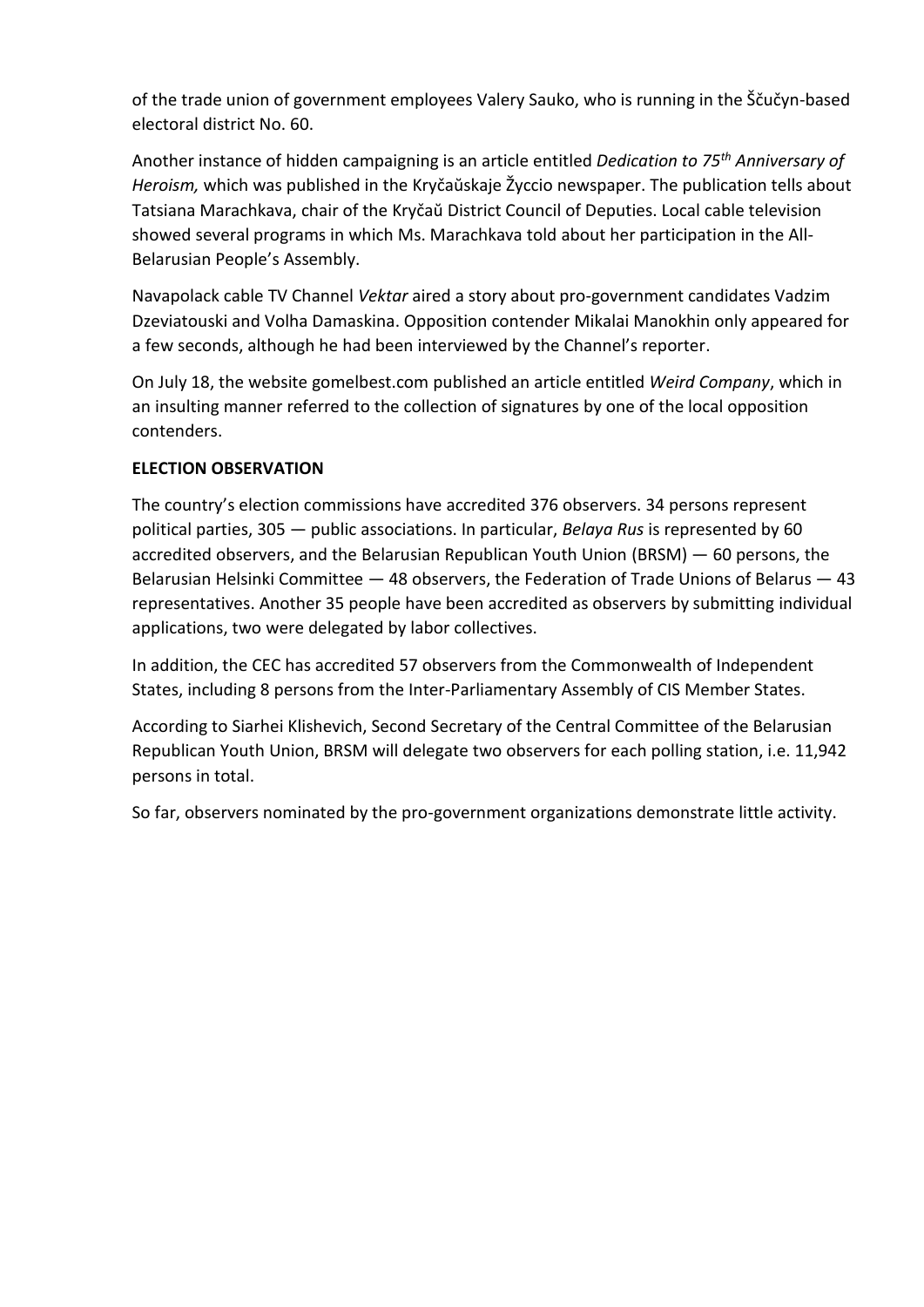of the trade union of government employees Valery Sauko, who is running in the Ščučyn-based electoral district No. 60.

Another instance of hidden campaigning is an article entitled *Dedication to 75th Anniversary of Heroism,* which was published in the Kryčaŭskaje Žyccio newspaper. The publication tells about Tatsiana Marachkava, chair of the Kryčaŭ District Council of Deputies. Local cable television showed several programs in which Ms. Marachkava told about her participation in the All-Belarusian People's Assembly.

Navapolack cable TV Channel *Vektar* aired a story about pro-government candidates Vadzim Dzeviatouski and Volha Damaskina. Opposition contender Mikalai Manokhin only appeared for a few seconds, although he had been interviewed by the Channel's reporter.

On July 18, the website gomelbest.com published an article entitled *Weird Company*, which in an insulting manner referred to the collection of signatures by one of the local opposition contenders.

**ELECTION OBSERVATION**

The country's election commissions have accredited 376 observers. 34 persons represent political parties, 305 — public associations. In particular, *Belaya Rus* is represented by 60 accredited observers, and the Belarusian Republican Youth Union (BRSM) — 60 persons, the Belarusian Helsinki Committee — 48 observers, the Federation of Trade Unions of Belarus — 43 representatives. Another 35 people have been accredited as observers by submitting individual applications, two were delegated by labor collectives.

In addition, the CEC has accredited 57 observers from the Commonwealth of Independent States, including 8 persons from the Inter-Parliamentary Assembly of CIS Member States.

According to Siarhei Klishevich, Second Secretary of the Central Committee of the Belarusian Republican Youth Union, BRSM will delegate two observers for each polling station, i.e. 11,942 persons in total.

So far, observers nominated by the pro-government organizations demonstrate little activity.